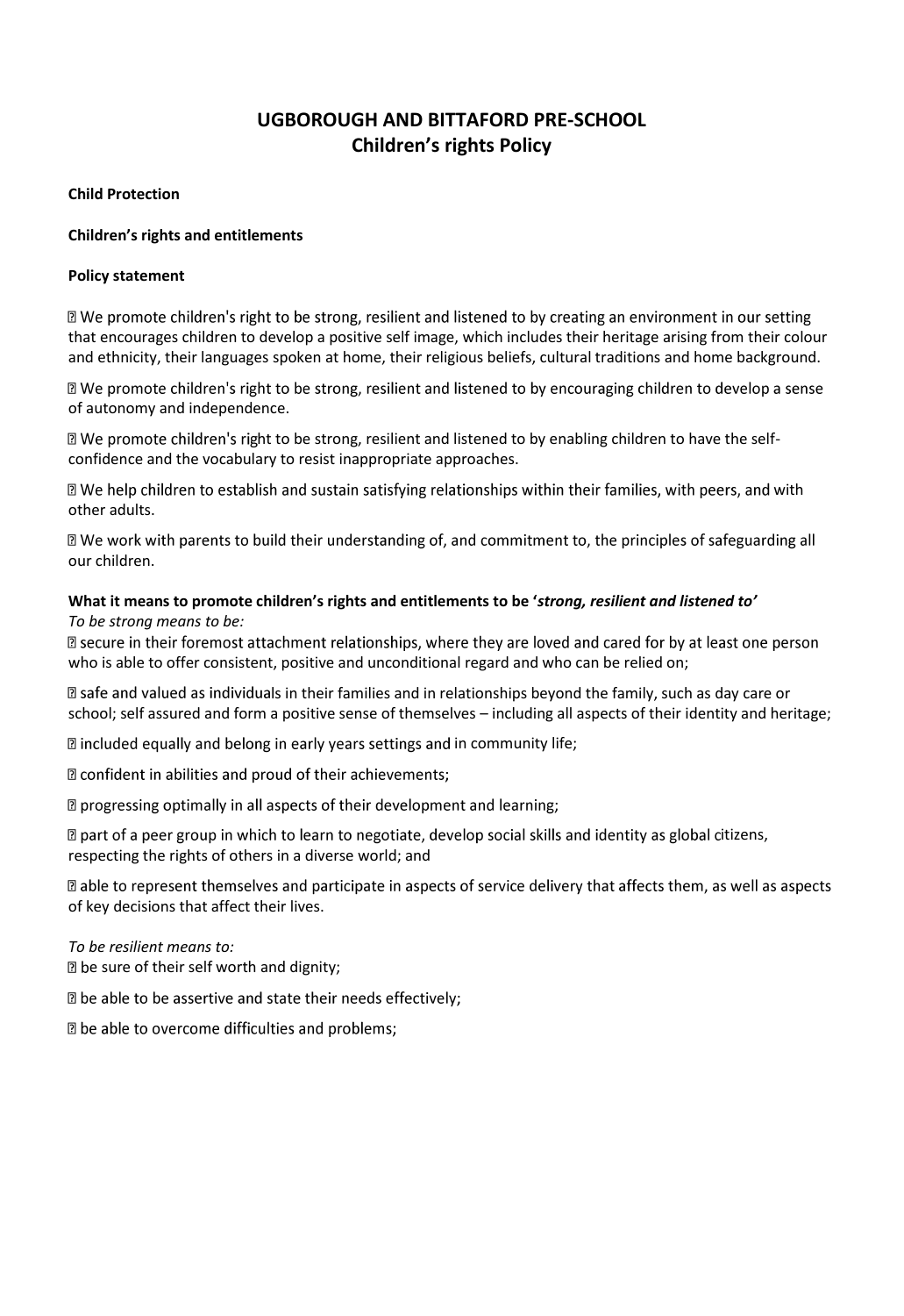# UGBOROUGH AND BITTAFORD PRE-SCHOOL
## Children's rights Policy

**Child Protection**

**Children's rights and entitlements**

**Policy statement**

- We promote children's right to be strong, resilient and listened to by creating an environment in our setting that encourages children to develop a positive self image, which includes their heritage arising from their colour and ethnicity, their languages spoken at home, their religious beliefs, cultural traditions and home background.
- We promote children's right to be strong, resilient and listened to by encouraging children to develop a sense of autonomy and independence.
- We promote children's right to be strong, resilient and listened to by enabling children to have the self-confidence and the vocabulary to resist inappropriate approaches.
- We help children to establish and sustain satisfying relationships within their families, with peers, and with other adults.
- We work with parents to build their understanding of, and commitment to, the principles of safeguarding all our children.

**What it means to promote children's rights and entitlements to be '*strong, resilient and listened to*'**

*To be strong means to be:*

- secure in their foremost attachment relationships, where they are loved and cared for by at least one person who is able to offer consistent, positive and unconditional regard and who can be relied on;
- safe and valued as individuals in their families and in relationships beyond the family, such as day care or school; self assured and form a positive sense of themselves – including all aspects of their identity and heritage;
- included equally and belong in early years settings and in community life;
- confident in abilities and proud of their achievements;
- progressing optimally in all aspects of their development and learning;
- part of a peer group in which to learn to negotiate, develop social skills and identity as global citizens, respecting the rights of others in a diverse world; and
- able to represent themselves and participate in aspects of service delivery that affects them, as well as aspects of key decisions that affect their lives.

*To be resilient means to:*

- be sure of their self worth and dignity;
- be able to be assertive and state their needs effectively;
- be able to overcome difficulties and problems;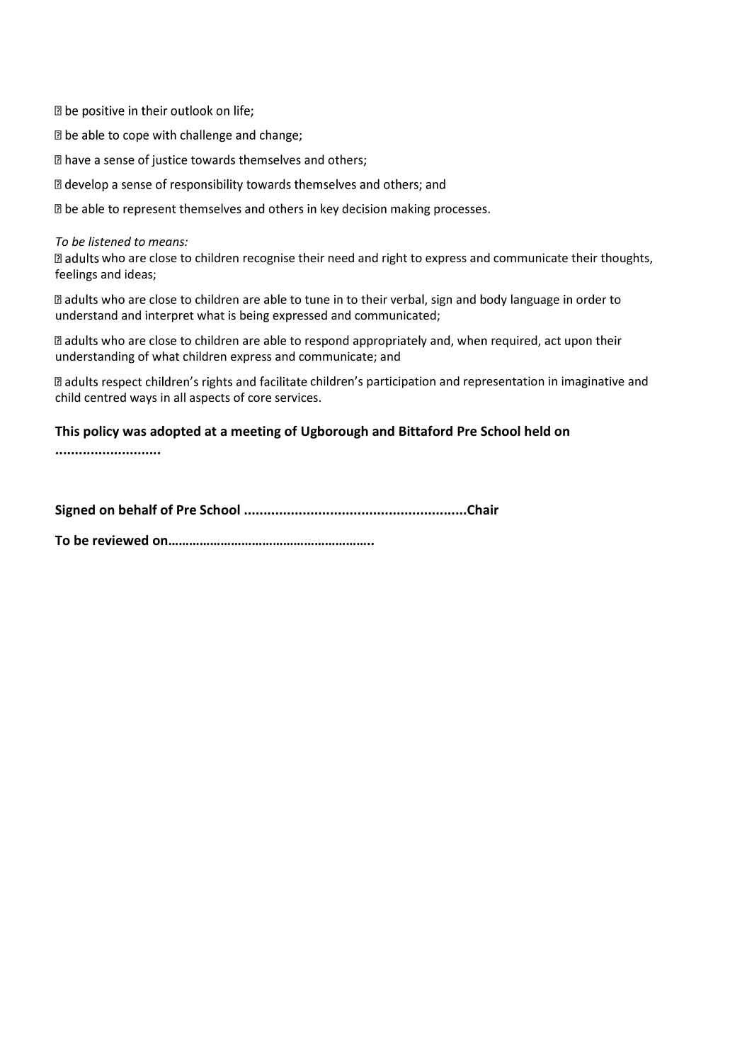- be positive in their outlook on life;
- be able to cope with challenge and change;
- have a sense of justice towards themselves and others;
- develop a sense of responsibility towards themselves and others; and
- be able to represent themselves and others in key decision making processes.

*To be listened to means:*

- adults who are close to children recognise their need and right to express and communicate their thoughts, feelings and ideas;
- adults who are close to children are able to tune in to their verbal, sign and body language in order to understand and interpret what is being expressed and communicated;
- adults who are close to children are able to respond appropriately and, when required, act upon their understanding of what children express and communicate; and
- adults respect children's rights and facilitate children's participation and representation in imaginative and child centred ways in all aspects of core services.

**This policy was adopted at a meeting of Ugborough and Bittaford Pre School held on ...........................**

**Signed on behalf of Pre School .........................................................Chair**

**To be reviewed on…………………………………………………..**